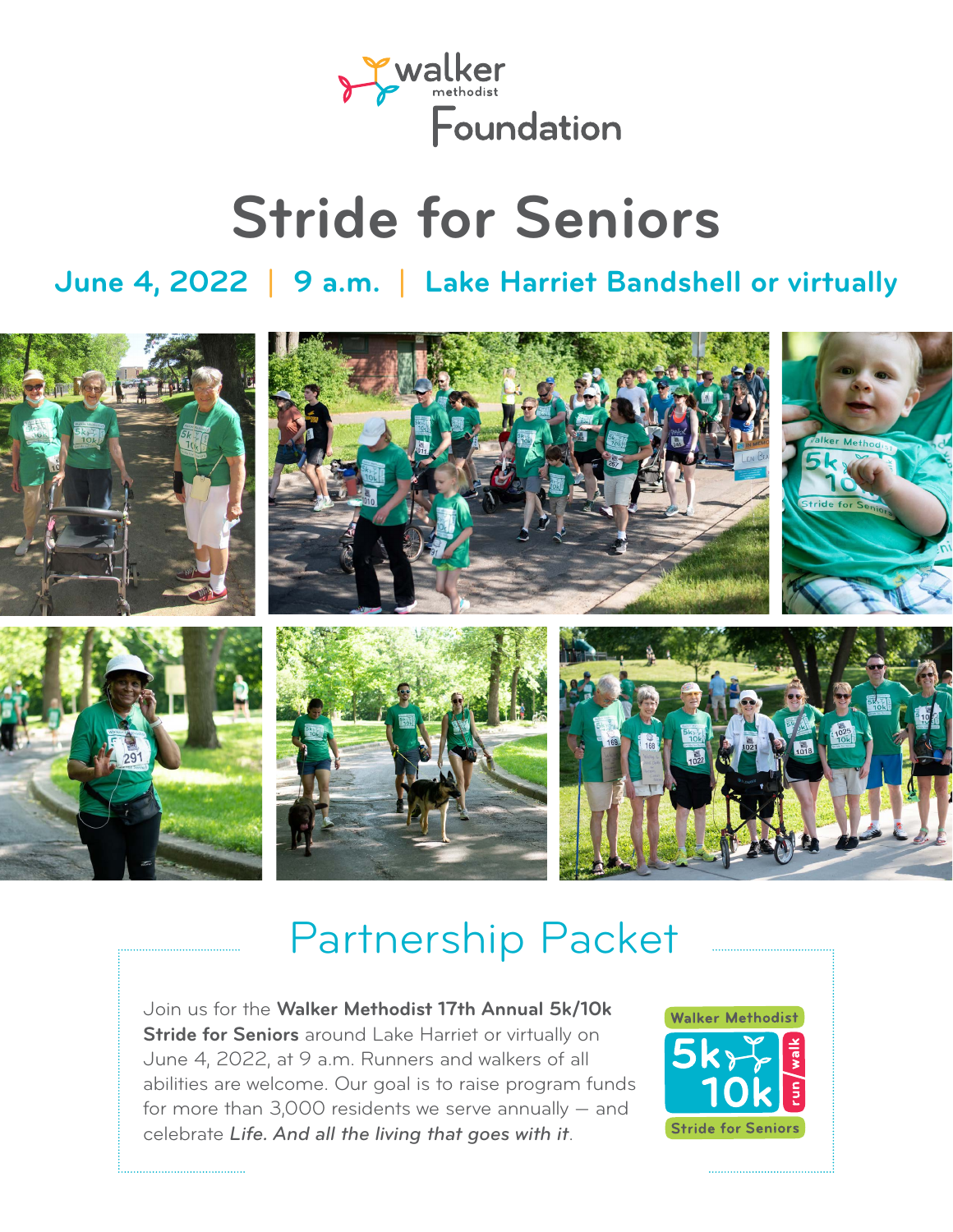walker methodist

Foundation

# Stride for Seniors

**June 4, 2022 | 9 a.m. | Lake Harriet Bandshell or virtually**

## Partnership Packet

Join us for the **Walker Methodist 17th Annual 5k/10k Stride for Seniors** around Lake Harriet or virtually on June 4, 2022, at 9 a.m. Runners and walkers of all abilities are welcome. Our goal is to raise program funds for more than 3,000 residents we serve annually — and celebrate *Life. And all the living that goes with it*.

Walker Methodist 5k 10k run/walk Stride for Seniors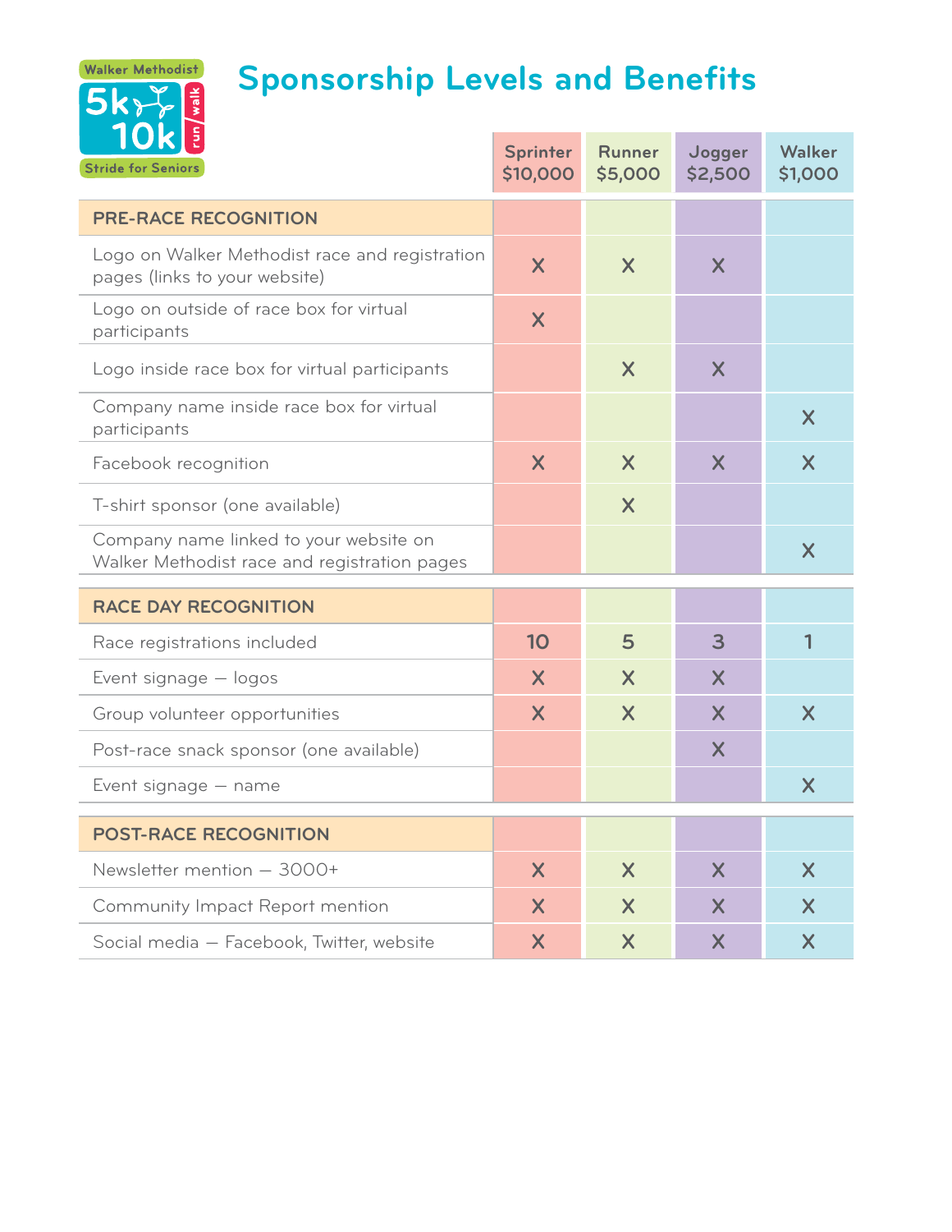Walker Methodist 5k 10k run/walk Stride for Seniors

# Sponsorship Levels and Benefits

| | Sprinter $10,000 | Runner $5,000 | Jogger $2,500 | Walker $1,000 |
|---|---|---|---|---|
| **PRE-RACE RECOGNITION** | | | | |
| Logo on Walker Methodist race and registration pages (links to your website) | X | X | X | |
| Logo on outside of race box for virtual participants | X | | | |
| Logo inside race box for virtual participants | | X | X | |
| Company name inside race box for virtual participants | | | | X |
| Facebook recognition | X | X | X | X |
| T-shirt sponsor (one available) | | X | | |
| Company name linked to your website on Walker Methodist race and registration pages | | | | X |
| **RACE DAY RECOGNITION** | | | | |
| Race registrations included | 10 | 5 | 3 | 1 |
| Event signage — logos | X | X | X | |
| Group volunteer opportunities | X | X | X | X |
| Post-race snack sponsor (one available) | | | X | |
| Event signage — name | | | | X |
| **POST-RACE RECOGNITION** | | | | |
| Newsletter mention — 3000+ | X | X | X | X |
| Community Impact Report mention | X | X | X | X |
| Social media — Facebook, Twitter, website | X | X | X | X |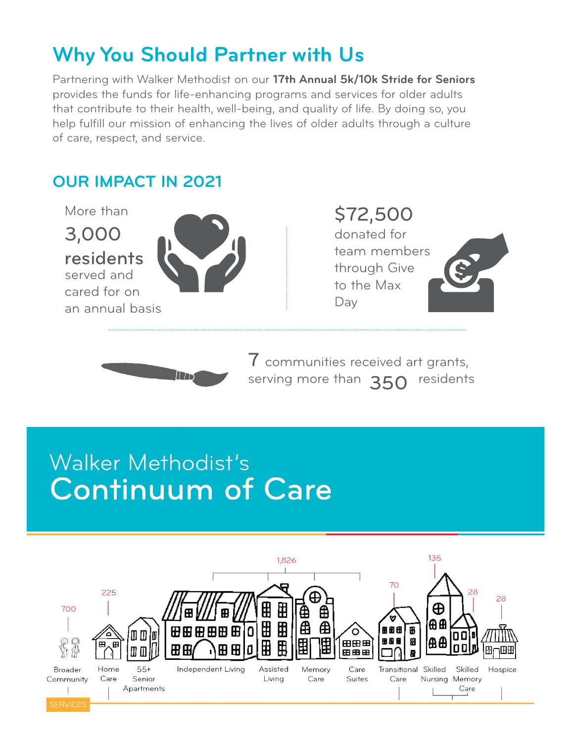# Why You Should Partner with Us

Partnering with Walker Methodist on our **17th Annual 5k/10k Stride for Seniors** provides the funds for life-enhancing programs and services for older adults that contribute to their health, well-being, and quality of life. By doing so, you help fulfill our mission of enhancing the lives of older adults through a culture of care, respect, and service.

## OUR IMPACT IN 2021

More than **3,000 residents** served and cared for on an annual basis

**$72,500** donated for team members through Give to the Max Day

**7** communities received art grants, serving more than **350** residents

## Walker Methodist's Continuum of Care

- 700 — Broader Community
- 225 — Home Care
- 55+ Senior Apartments
- 1,826 — Independent Living, Assisted Living, Memory Care, Care Suites
- 70 — Transitional Care
- 135 — Skilled Nursing
- 28 — Skilled Memory Care
- 28 — Hospice

SERVICES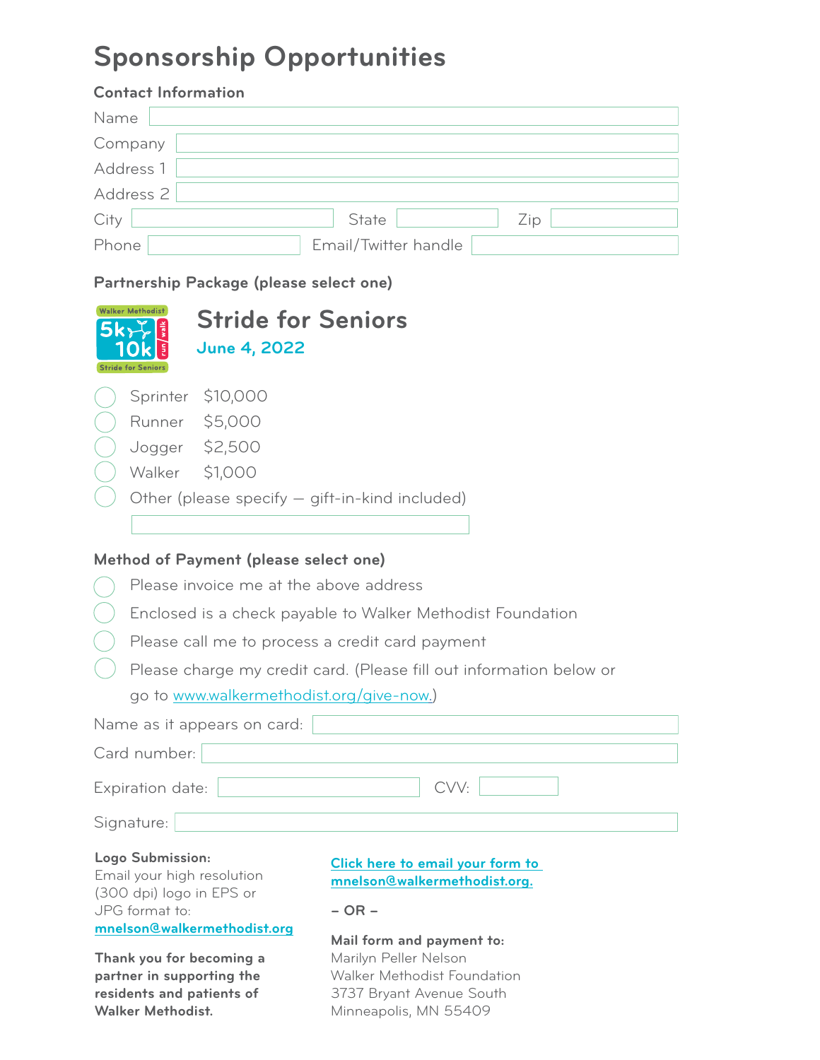# Sponsorship Opportunities

**Contact Information**

Name

Company

Address 1

Address 2

City State Zip

Phone Email/Twitter handle

**Partnership Package (please select one)**

## Stride for Seniors

**June 4, 2022**

- Sprinter $10,000
- Runner $5,000
- Jogger $2,500
- Walker $1,000
- Other (please specify – gift-in-kind included)

**Method of Payment (please select one)**

- Please invoice me at the above address
- Enclosed is a check payable to Walker Methodist Foundation
- Please call me to process a credit card payment
- Please charge my credit card. (Please fill out information below or go to www.walkermethodist.org/give-now.)

Name as it appears on card:

Card number:

Expiration date: CVV:

Signature:

**Logo Submission:**
Email your high resolution (300 dpi) logo in EPS or JPG format to:
**mnelson@walkermethodist.org**

**Thank you for becoming a partner in supporting the residents and patients of Walker Methodist.**

**Click here to email your form to mnelson@walkermethodist.org.**

**– OR –**

**Mail form and payment to:**
Marilyn Peller Nelson
Walker Methodist Foundation
3737 Bryant Avenue South
Minneapolis, MN 55409